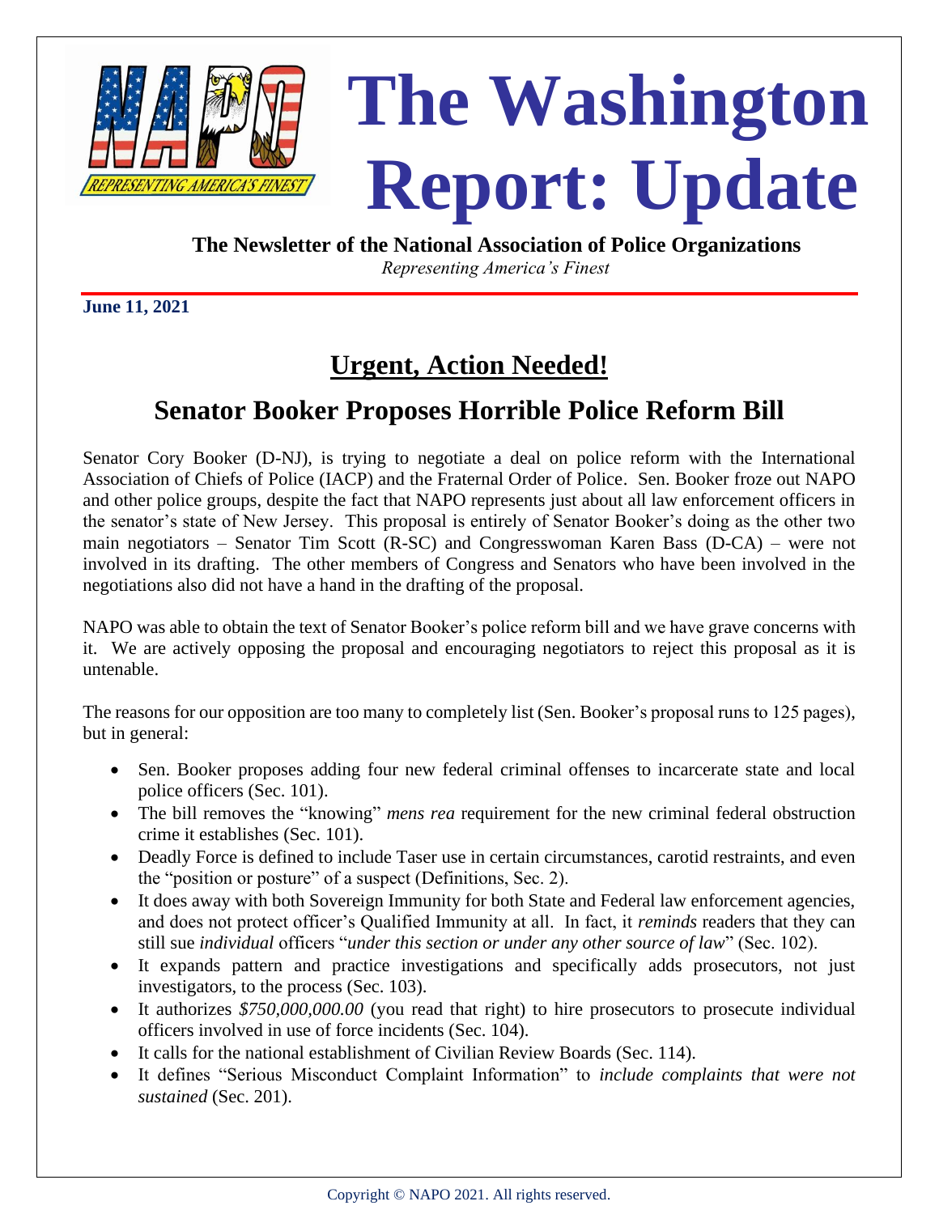# The Washington Report: Update

**The Newsletter of the National Association of Police Organizations**

*Representing America's Finest*

**June 11, 2021**

## Urgent, Action Needed!

## Senator Booker Proposes Horrible Police Reform Bill

Senator Cory Booker (D-NJ), is trying to negotiate a deal on police reform with the International Association of Chiefs of Police (IACP) and the Fraternal Order of Police. Sen. Booker froze out NAPO and other police groups, despite the fact that NAPO represents just about all law enforcement officers in the senator's state of New Jersey. This proposal is entirely of Senator Booker's doing as the other two main negotiators – Senator Tim Scott (R-SC) and Congresswoman Karen Bass (D-CA) – were not involved in its drafting. The other members of Congress and Senators who have been involved in the negotiations also did not have a hand in the drafting of the proposal.

NAPO was able to obtain the text of Senator Booker's police reform bill and we have grave concerns with it. We are actively opposing the proposal and encouraging negotiators to reject this proposal as it is untenable.

The reasons for our opposition are too many to completely list (Sen. Booker's proposal runs to 125 pages), but in general:

- Sen. Booker proposes adding four new federal criminal offenses to incarcerate state and local police officers (Sec. 101).
- The bill removes the "knowing" *mens rea* requirement for the new criminal federal obstruction crime it establishes (Sec. 101).
- Deadly Force is defined to include Taser use in certain circumstances, carotid restraints, and even the "position or posture" of a suspect (Definitions, Sec. 2).
- It does away with both Sovereign Immunity for both State and Federal law enforcement agencies, and does not protect officer's Qualified Immunity at all. In fact, it *reminds* readers that they can still sue *individual* officers "*under this section or under any other source of law*" (Sec. 102).
- It expands pattern and practice investigations and specifically adds prosecutors, not just investigators, to the process (Sec. 103).
- It authorizes *$750,000,000.00* (you read that right) to hire prosecutors to prosecute individual officers involved in use of force incidents (Sec. 104).
- It calls for the national establishment of Civilian Review Boards (Sec. 114).
- It defines "Serious Misconduct Complaint Information" to *include complaints that were not sustained* (Sec. 201).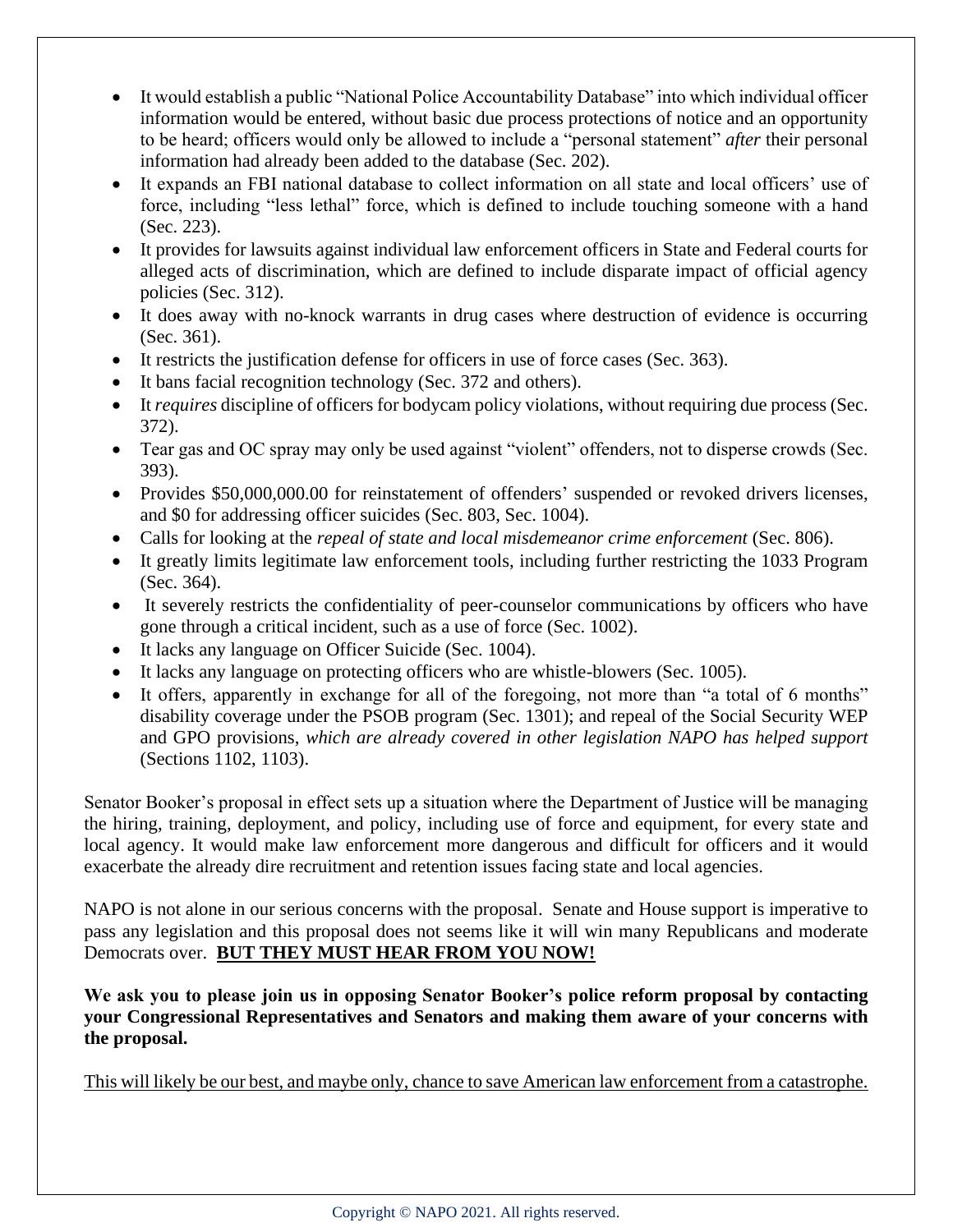- It would establish a public "National Police Accountability Database" into which individual officer information would be entered, without basic due process protections of notice and an opportunity to be heard; officers would only be allowed to include a "personal statement" *after* their personal information had already been added to the database (Sec. 202).
- It expands an FBI national database to collect information on all state and local officers' use of force, including "less lethal" force, which is defined to include touching someone with a hand (Sec. 223).
- It provides for lawsuits against individual law enforcement officers in State and Federal courts for alleged acts of discrimination, which are defined to include disparate impact of official agency policies (Sec. 312).
- It does away with no-knock warrants in drug cases where destruction of evidence is occurring (Sec. 361).
- It restricts the justification defense for officers in use of force cases (Sec. 363).
- It bans facial recognition technology (Sec. 372 and others).
- It *requires* discipline of officers for bodycam policy violations, without requiring due process (Sec. 372).
- Tear gas and OC spray may only be used against "violent" offenders, not to disperse crowds (Sec. 393).
- Provides $50,000,000.00 for reinstatement of offenders' suspended or revoked drivers licenses, and $0 for addressing officer suicides (Sec. 803, Sec. 1004).
- Calls for looking at the *repeal of state and local misdemeanor crime enforcement* (Sec. 806).
- It greatly limits legitimate law enforcement tools, including further restricting the 1033 Program (Sec. 364).
- It severely restricts the confidentiality of peer-counselor communications by officers who have gone through a critical incident, such as a use of force (Sec. 1002).
- It lacks any language on Officer Suicide (Sec. 1004).
- It lacks any language on protecting officers who are whistle-blowers (Sec. 1005).
- It offers, apparently in exchange for all of the foregoing, not more than "a total of 6 months" disability coverage under the PSOB program (Sec. 1301); and repeal of the Social Security WEP and GPO provisions, *which are already covered in other legislation NAPO has helped support* (Sections 1102, 1103).

Senator Booker's proposal in effect sets up a situation where the Department of Justice will be managing the hiring, training, deployment, and policy, including use of force and equipment, for every state and local agency. It would make law enforcement more dangerous and difficult for officers and it would exacerbate the already dire recruitment and retention issues facing state and local agencies.

NAPO is not alone in our serious concerns with the proposal. Senate and House support is imperative to pass any legislation and this proposal does not seems like it will win many Republicans and moderate Democrats over. **<u>BUT THEY MUST HEAR FROM YOU NOW!</u>**

**We ask you to please join us in opposing Senator Booker's police reform proposal by contacting your Congressional Representatives and Senators and making them aware of your concerns with the proposal.**

<u>This will likely be our best, and maybe only, chance to save American law enforcement from a catastrophe.</u>

Copyright © NAPO 2021. All rights reserved.